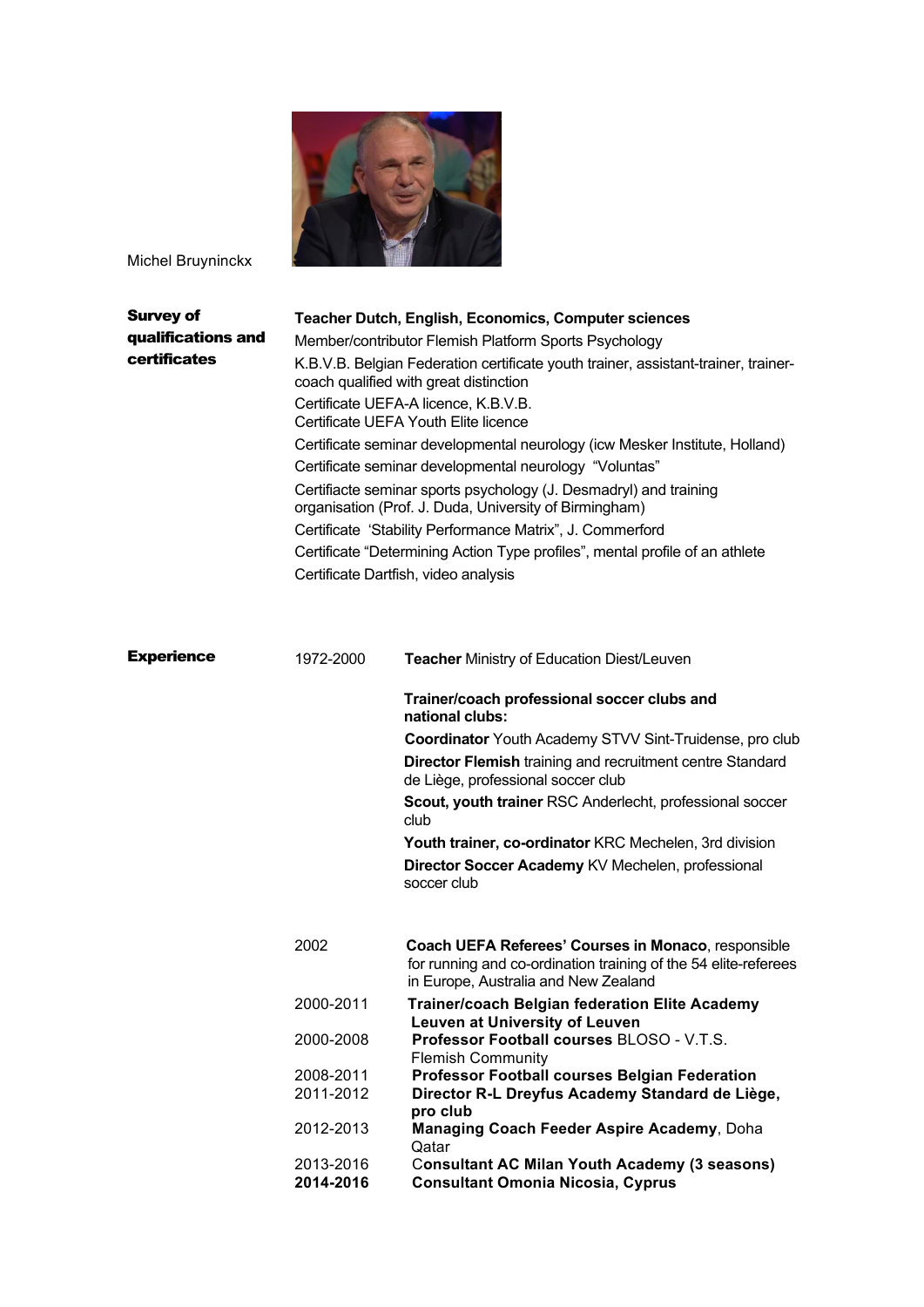Michel Bruyninckx

## Survey of qualifications and certificates

**Teacher Dutch, English, Economics, Computer sciences**

Member/contributor Flemish Platform Sports Psychology

K.B.V.B. Belgian Federation certificate youth trainer, assistant-trainer, trainer-coach qualified with great distinction

Certificate UEFA-A licence, K.B.V.B.
Certificate UEFA Youth Elite licence

Certificate seminar developmental neurology (icw Mesker Institute, Holland)

Certificate seminar developmental neurology "Voluntas"

Certifiacte seminar sports psychology (J. Desmadryl) and training organisation (Prof. J. Duda, University of Birmingham)

Certificate 'Stability Performance Matrix", J. Commerford

Certificate "Determining Action Type profiles", mental profile of an athlete

Certificate Dartfish, video analysis

## Experience

1972-2000 — **Teacher** Ministry of Education Diest/Leuven

**Trainer/coach professional soccer clubs and national clubs:**

**Coordinator** Youth Academy STVV Sint-Truidense, pro club

**Director Flemish** training and recruitment centre Standard de Liège, professional soccer club

**Scout, youth trainer** RSC Anderlecht, professional soccer club

**Youth trainer, co-ordinator** KRC Mechelen, 3rd division

**Director Soccer Academy** KV Mechelen, professional soccer club

2002 — **Coach UEFA Referees' Courses in Monaco**, responsible for running and co-ordination training of the 54 elite-referees in Europe, Australia and New Zealand

2000-2011 — **Trainer/coach Belgian federation Elite Academy Leuven at University of Leuven**

2000-2008 — **Professor Football courses** BLOSO - V.T.S. Flemish Community

2008-2011 — **Professor Football courses Belgian Federation**

2011-2012 — **Director R-L Dreyfus Academy Standard de Liège, pro club**

2012-2013 — **Managing Coach Feeder Aspire Academy**, Doha Qatar

2013-2016 — C**onsultant AC Milan Youth Academy (3 seasons)**

**2014-2016** — **Consultant Omonia Nicosia, Cyprus**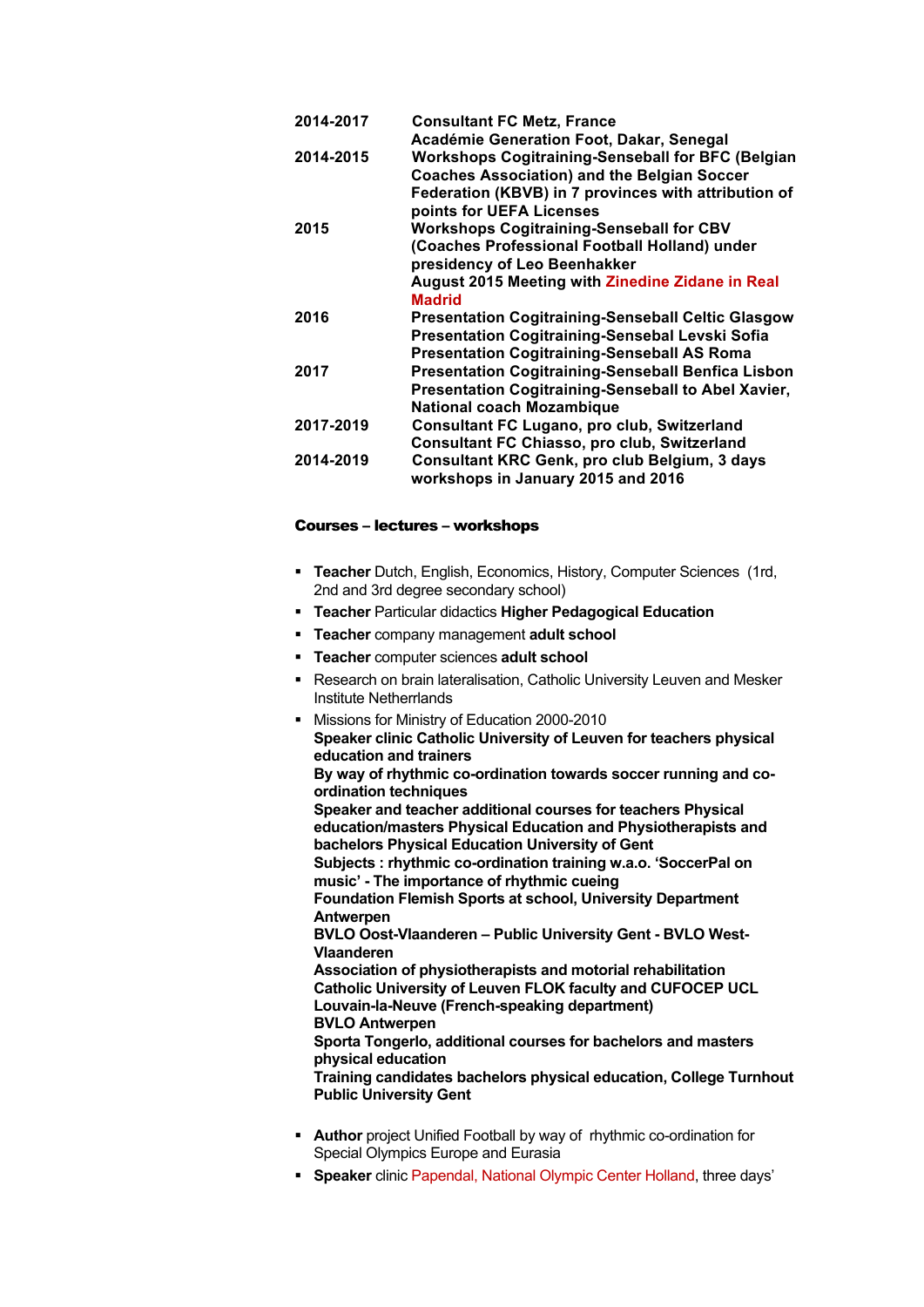| | |
|---|---|
| **2014-2017** | **Consultant FC Metz, France**<br>**Académie Generation Foot, Dakar, Senegal** |
| **2014-2015** | **Workshops Cogitraining-Senseball for BFC (Belgian Coaches Association) and the Belgian Soccer Federation (KBVB) in 7 provinces with attribution of points for UEFA Licenses** |
| **2015** | **Workshops Cogitraining-Senseball for CBV (Coaches Professional Football Holland) under presidency of Leo Beenhakker**<br>**August 2015 Meeting with Zinedine Zidane in Real Madrid** |
| **2016** | **Presentation Cogitraining-Senseball Celtic Glasgow**<br>**Presentation Cogitraining-Sensebal Levski Sofia**<br>**Presentation Cogitraining-Senseball AS Roma** |
| **2017** | **Presentation Cogitraining-Senseball Benfica Lisbon**<br>**Presentation Cogitraining-Senseball to Abel Xavier, National coach Mozambique** |
| **2017-2019** | **Consultant FC Lugano, pro club, Switzerland**<br>**Consultant FC Chiasso, pro club, Switzerland** |
| **2014-2019** | **Consultant KRC Genk, pro club Belgium, 3 days workshops in January 2015 and 2016** |

## Courses – lectures – workshops

- **Teacher** Dutch, English, Economics, History, Computer Sciences (1rd, 2nd and 3rd degree secondary school)
- **Teacher** Particular didactics **Higher Pedagogical Education**
- **Teacher** company management **adult school**
- **Teacher** computer sciences **adult school**
- Research on brain lateralisation, Catholic University Leuven and Mesker Institute Netherlands
- Missions for Ministry of Education 2000-2010
  **Speaker clinic Catholic University of Leuven for teachers physical education and trainers**
  **By way of rhythmic co-ordination towards soccer running and co-ordination techniques**
  **Speaker and teacher additional courses for teachers Physical education/masters Physical Education and Physiotherapists and bachelors Physical Education University of Gent**
  **Subjects : rhythmic co-ordination training w.a.o. 'SoccerPal on music' - The importance of rhythmic cueing**
  **Foundation Flemish Sports at school, University Department Antwerpen**
  **BVLO Oost-Vlaanderen – Public University Gent - BVLO West-Vlaanderen**
  **Association of physiotherapists and motorial rehabilitation**
  **Catholic University of Leuven FLOK faculty and CUFOCEP UCL Louvain-la-Neuve (French-speaking department)**
  **BVLO Antwerpen**
  **Sporta Tongerlo, additional courses for bachelors and masters physical education**
  **Training candidates bachelors physical education, College Turnhout**
  **Public University Gent**

- **Author** project Unified Football by way of rhythmic co-ordination for Special Olympics Europe and Eurasia
- **Speaker** clinic Papendal, National Olympic Center Holland, three days'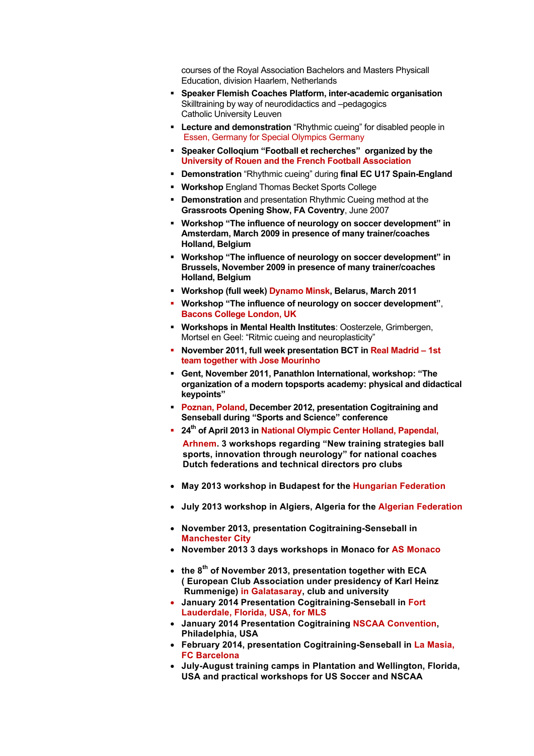courses of the Royal Association Bachelors and Masters Physicall Education, division Haarlem, Netherlands

- **Speaker Flemish Coaches Platform, inter-academic organisation** Skilltraining by way of neurodidactics and –pedagogics Catholic University Leuven
- **Lecture and demonstration** "Rhythmic cueing" for disabled people in Essen, Germany for Special Olympics Germany
- **Speaker Colloqium "Football et recherches" organized by the University of Rouen and the French Football Association**
- **Demonstration** "Rhythmic cueing" during **final EC U17 Spain-England**
- **Workshop** England Thomas Becket Sports College
- **Demonstration** and presentation Rhythmic Cueing method at the **Grassroots Opening Show, FA Coventry**, June 2007
- **Workshop "The influence of neurology on soccer development" in Amsterdam, March 2009 in presence of many trainer/coaches Holland, Belgium**
- **Workshop "The influence of neurology on soccer development" in Brussels, November 2009 in presence of many trainer/coaches Holland, Belgium**
- **Workshop (full week) Dynamo Minsk, Belarus, March 2011**
- **Workshop "The influence of neurology on soccer development", Bacons College London, UK**
- **Workshops in Mental Health Institutes**: Oosterzele, Grimbergen, Mortsel en Geel: "Ritmic cueing and neuroplasticity"
- **November 2011, full week presentation BCT in Real Madrid – 1st team together with Jose Mourinho**
- **Gent, November 2011, Panathlon International, workshop: "The organization of a modern topsports academy: physical and didactical keypoints"**
- **Poznan, Poland, December 2012, presentation Cogitraining and Senseball during "Sports and Science" conference**
- **24th of April 2013 in National Olympic Center Holland, Papendal, Arhnem. 3 workshops regarding "New training strategies ball sports, innovation through neurology" for national coaches Dutch federations and technical directors pro clubs**

- **May 2013 workshop in Budapest for the Hungarian Federation**
- **July 2013 workshop in Algiers, Algeria for the Algerian Federation**
- **November 2013, presentation Cogitraining-Senseball in Manchester City**
- **November 2013 3 days workshops in Monaco for AS Monaco**
- **the 8th of November 2013, presentation together with ECA ( European Club Association under presidency of Karl Heinz Rummenige) in Galatasaray, club and university**
- **January 2014 Presentation Cogitraining-Senseball in Fort Lauderdale, Florida, USA, for MLS**
- **January 2014 Presentation Cogitraining NSCAA Convention, Philadelphia, USA**
- **February 2014, presentation Cogitraining-Senseball in La Masia, FC Barcelona**
- **July-August training camps in Plantation and Wellington, Florida, USA and practical workshops for US Soccer and NSCAA**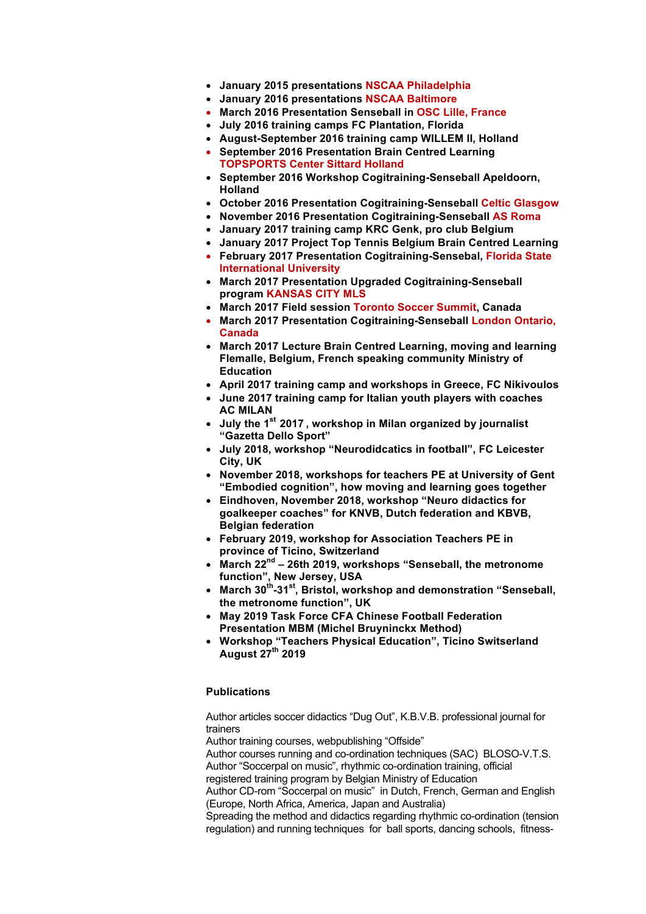- **January 2015 presentations NSCAA Philadelphia**
- **January 2016 presentations NSCAA Baltimore**
- **March 2016 Presentation Senseball in OSC Lille, France**
- **July 2016 training camps FC Plantation, Florida**
- **August-September 2016 training camp WILLEM II, Holland**
- **September 2016 Presentation Brain Centred Learning TOPSPORTS Center Sittard Holland**
- **September 2016 Workshop Cogitraining-Senseball Apeldoorn, Holland**
- **October 2016 Presentation Cogitraining-Senseball Celtic Glasgow**
- **November 2016 Presentation Cogitraining-Senseball AS Roma**
- **January 2017 training camp KRC Genk, pro club Belgium**
- **January 2017 Project Top Tennis Belgium Brain Centred Learning**
- **February 2017 Presentation Cogitraining-Sensebal, Florida State International University**
- **March 2017 Presentation Upgraded Cogitraining-Senseball program KANSAS CITY MLS**
- **March 2017 Field session Toronto Soccer Summit, Canada**
- **March 2017 Presentation Cogitraining-Senseball London Ontario, Canada**
- **March 2017 Lecture Brain Centred Learning, moving and learning Flemalle, Belgium, French speaking community Ministry of Education**
- **April 2017 training camp and workshops in Greece, FC Nikivoulos**
- **June 2017 training camp for Italian youth players with coaches AC MILAN**
- **July the 1st 2017 , workshop in Milan organized by journalist "Gazetta Dello Sport"**
- **July 2018, workshop "Neurodidcatics in football", FC Leicester City, UK**
- **November 2018, workshops for teachers PE at University of Gent "Embodied cognition", how moving and learning goes together**
- **Eindhoven, November 2018, workshop "Neuro didactics for goalkeeper coaches" for KNVB, Dutch federation and KBVB, Belgian federation**
- **February 2019, workshop for Association Teachers PE in province of Ticino, Switzerland**
- **March 22nd – 26th 2019, workshops "Senseball, the metronome function", New Jersey, USA**
- **March 30th-31st, Bristol, workshop and demonstration "Senseball, the metronome function", UK**
- **May 2019 Task Force CFA Chinese Football Federation Presentation MBM (Michel Bruyninckx Method)**
- **Workshop "Teachers Physical Education", Ticino Switserland August 27th 2019**

**Publications**

Author articles soccer didactics "Dug Out", K.B.V.B. professional journal for trainers
Author training courses, webpublishing "Offside"
Author courses running and co-ordination techniques (SAC) BLOSO-V.T.S.
Author "Soccerpal on music", rhythmic co-ordination training, official registered training program by Belgian Ministry of Education
Author CD-rom "Soccerpal on music" in Dutch, French, German and English (Europe, North Africa, America, Japan and Australia)
Spreading the method and didactics regarding rhythmic co-ordination (tension regulation) and running techniques for ball sports, dancing schools, fitness-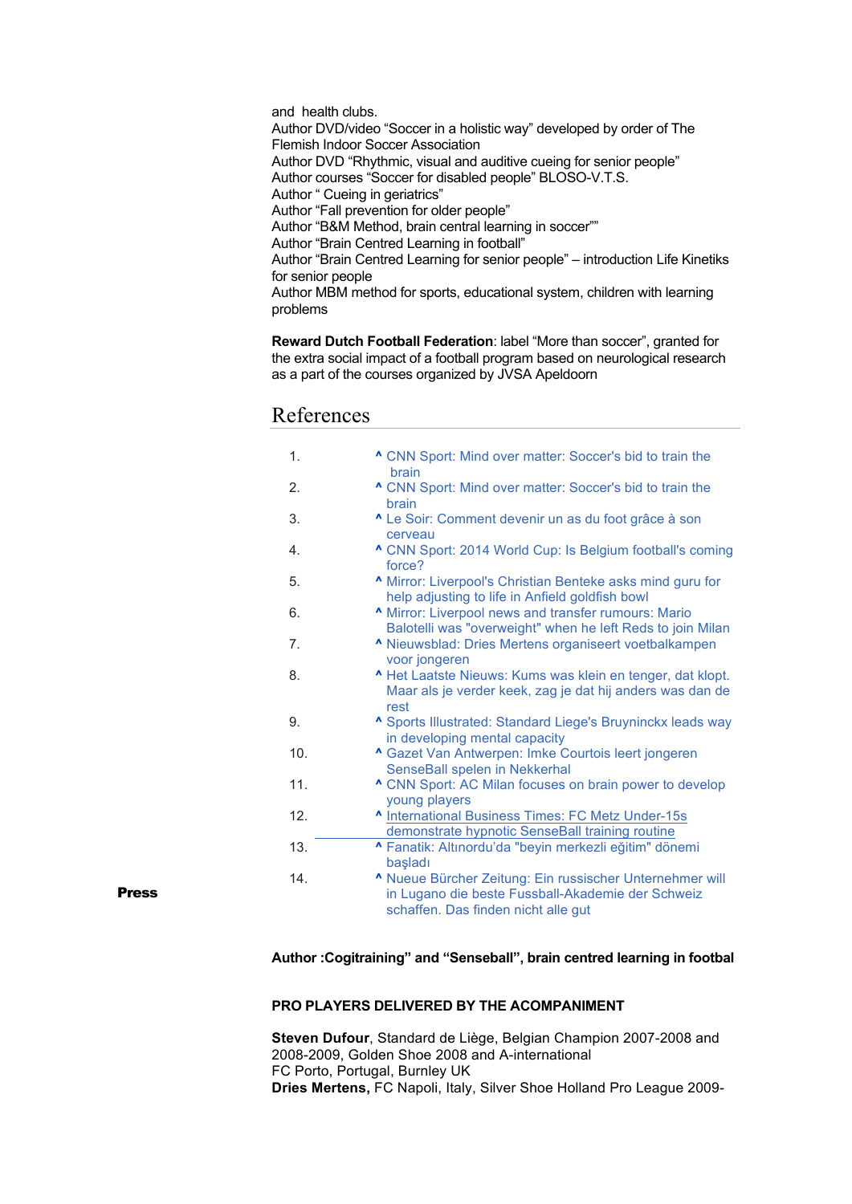and health clubs.
Author DVD/video “Soccer in a holistic way” developed by order of The Flemish Indoor Soccer Association
Author DVD “Rhythmic, visual and auditive cueing for senior people”
Author courses “Soccer for disabled people” BLOSO-V.T.S.
Author “ Cueing in geriatrics”
Author “Fall prevention for older people”
Author “B&M Method, brain central learning in soccer””
Author “Brain Centred Learning in football”
Author “Brain Centred Learning for senior people” – introduction Life Kinetiks for senior people
Author MBM method for sports, educational system, children with learning problems

**Reward Dutch Football Federation**: label “More than soccer”, granted for the extra social impact of a football program based on neurological research as a part of the courses organized by JVSA Apeldoorn

## References

1. ^ CNN Sport: Mind over matter: Soccer's bid to train the brain
2. ^ CNN Sport: Mind over matter: Soccer's bid to train the brain
3. ^ Le Soir: Comment devenir un as du foot grâce à son cerveau
4. ^ CNN Sport: 2014 World Cup: Is Belgium football's coming force?
5. ^ Mirror: Liverpool's Christian Benteke asks mind guru for help adjusting to life in Anfield goldfish bowl
6. ^ Mirror: Liverpool news and transfer rumours: Mario Balotelli was "overweight" when he left Reds to join Milan
7. ^ Nieuwsblad: Dries Mertens organiseert voetbalkampen voor jongeren
8. ^ Het Laatste Nieuws: Kums was klein en tenger, dat klopt. Maar als je verder keek, zag je dat hij anders was dan de rest
9. ^ Sports Illustrated: Standard Liege's Bruyninckx leads way in developing mental capacity
10. ^ Gazet Van Antwerpen: Imke Courtois leert jongeren SenseBall spelen in Nekkerhal
11. ^ CNN Sport: AC Milan focuses on brain power to develop young players
12. ^ International Business Times: FC Metz Under-15s demonstrate hypnotic SenseBall training routine
13. ^ Fanatik: Altınordu'da "beyin merkezli eğitim" dönemi başladı
14. ^ Nueue Bürcher Zeitung: Ein russischer Unternehmer will in Lugano die beste Fussball-Akademie der Schweiz schaffen. Das finden nicht alle gut

**Press**

**Author :Cogitraining” and “Senseball”, brain centred learning in footbal**

**PRO PLAYERS DELIVERED BY THE ACOMPANIMENT**

**Steven Dufour**, Standard de Liège, Belgian Champion 2007-2008 and 2008-2009, Golden Shoe 2008 and A-international
FC Porto, Portugal, Burnley UK
**Dries Mertens,** FC Napoli, Italy, Silver Shoe Holland Pro League 2009-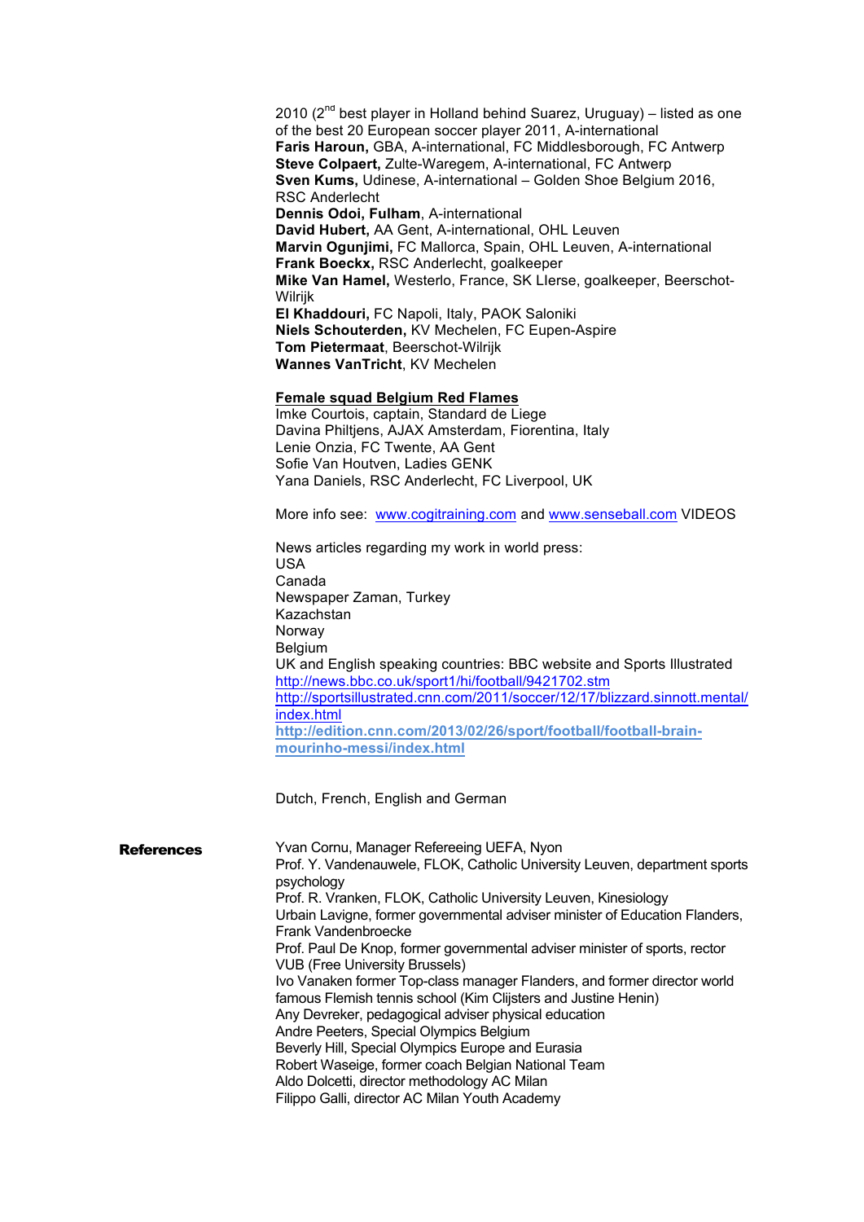2010 (2nd best player in Holland behind Suarez, Uruguay) – listed as one of the best 20 European soccer player 2011, A-international
**Faris Haroun,** GBA, A-international, FC Middlesborough, FC Antwerp
**Steve Colpaert,** Zulte-Waregem, A-international, FC Antwerp
**Sven Kums,** Udinese, A-international – Golden Shoe Belgium 2016, RSC Anderlecht
**Dennis Odoi, Fulham**, A-international
**David Hubert,** AA Gent, A-international, OHL Leuven
**Marvin Ogunjimi,** FC Mallorca, Spain, OHL Leuven, A-international
**Frank Boeckx,** RSC Anderlecht, goalkeeper
**Mike Van Hamel,** Westerlo, France, SK Llerse, goalkeeper, Beerschot-Wilrijk
**El Khaddouri,** FC Napoli, Italy, PAOK Saloniki
**Niels Schouterden,** KV Mechelen, FC Eupen-Aspire
**Tom Pietermaat**, Beerschot-Wilrijk
**Wannes VanTricht**, KV Mechelen

**Female squad Belgium Red Flames**
Imke Courtois, captain, Standard de Liege
Davina Philtjens, AJAX Amsterdam, Fiorentina, Italy
Lenie Onzia, FC Twente, AA Gent
Sofie Van Houtven, Ladies GENK
Yana Daniels, RSC Anderlecht, FC Liverpool, UK

More info see: www.cogitraining.com and www.senseball.com VIDEOS

News articles regarding my work in world press:
USA
Canada
Newspaper Zaman, Turkey
Kazachstan
Norway
Belgium
UK and English speaking countries: BBC website and Sports Illustrated
http://news.bbc.co.uk/sport1/hi/football/9421702.stm
http://sportsillustrated.cnn.com/2011/soccer/12/17/blizzard.sinnott.mental/index.html
**http://edition.cnn.com/2013/02/26/sport/football/football-brain-mourinho-messi/index.html**

Dutch, French, English and German

**References**

Yvan Cornu, Manager Refereeing UEFA, Nyon
Prof. Y. Vandenauwele, FLOK, Catholic University Leuven, department sports psychology
Prof. R. Vranken, FLOK, Catholic University Leuven, Kinesiology
Urbain Lavigne, former governmental adviser minister of Education Flanders, Frank Vandenbroecke
Prof. Paul De Knop, former governmental adviser minister of sports, rector VUB (Free University Brussels)
Ivo Vanaken former Top-class manager Flanders, and former director world famous Flemish tennis school (Kim Clijsters and Justine Henin)
Any Devreker, pedagogical adviser physical education
Andre Peeters, Special Olympics Belgium
Beverly Hill, Special Olympics Europe and Eurasia
Robert Waseige, former coach Belgian National Team
Aldo Dolcetti, director methodology AC Milan
Filippo Galli, director AC Milan Youth Academy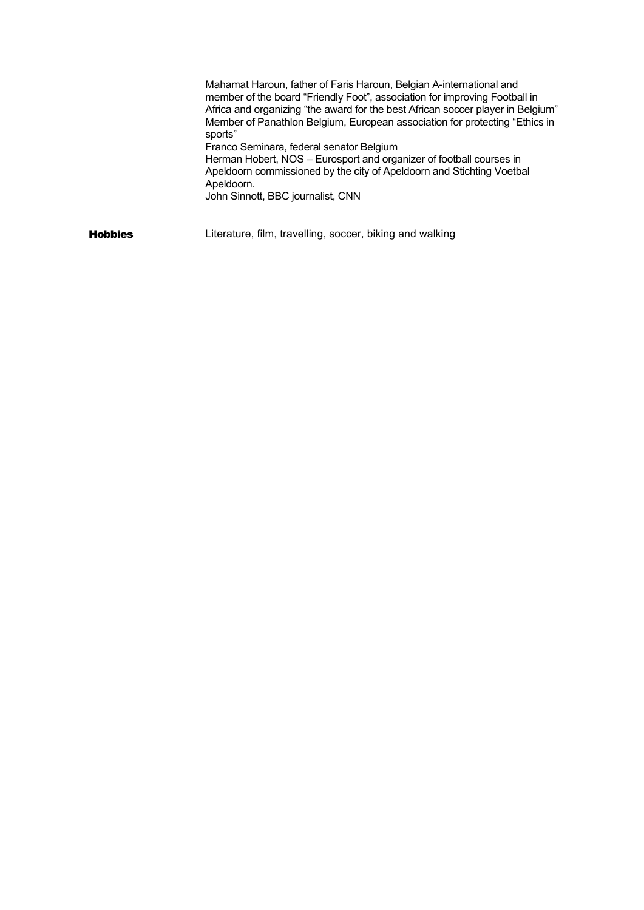Mahamat Haroun, father of Faris Haroun, Belgian A-international and member of the board "Friendly Foot", association for improving Football in Africa and organizing "the award for the best African soccer player in Belgium"
Member of Panathlon Belgium, European association for protecting "Ethics in sports"
Franco Seminara, federal senator Belgium
Herman Hobert, NOS – Eurosport and organizer of football courses in Apeldoorn commissioned by the city of Apeldoorn and Stichting Voetbal Apeldoorn.
John Sinnott, BBC journalist, CNN

**Hobbies** Literature, film, travelling, soccer, biking and walking